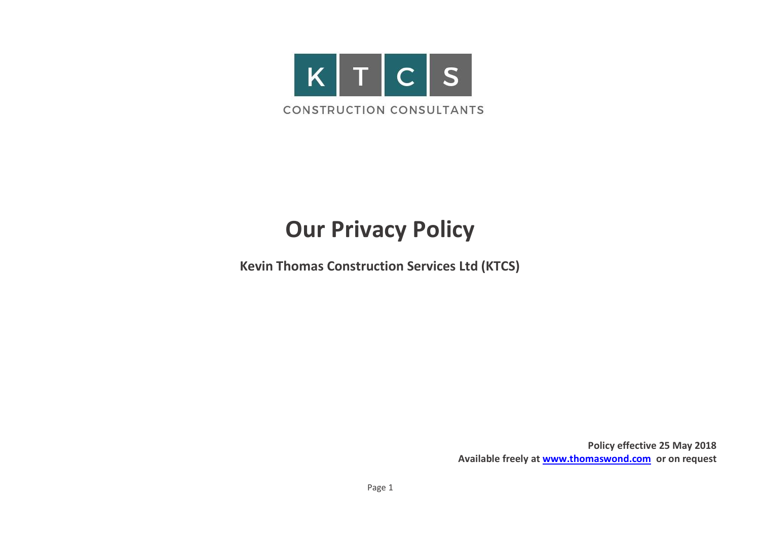K T C S

CONSTRUCTION CONSULTANTS

# Our Privacy Policy

**Kevin Thomas Construction Services Ltd (KTCS)**

**Policy effective 25 May 2018**
**Available freely at [www.thomaswond.com](http://www.thomaswond.com) or on request**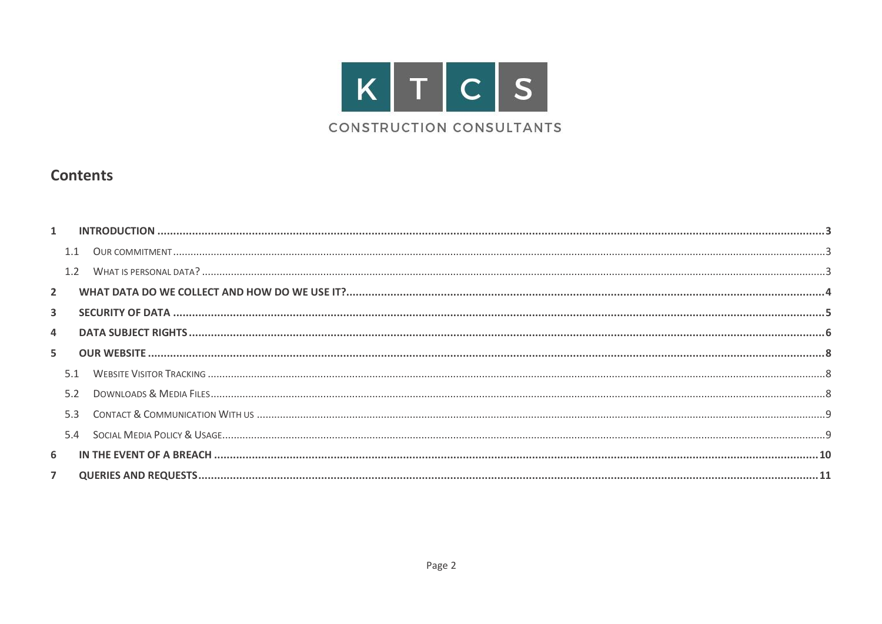KTCS

CONSTRUCTION CONSULTANTS

## Contents

- **1 INTRODUCTION** ..... 3
  - 1.1 OUR COMMITMENT ..... 3
  - 1.2 WHAT IS PERSONAL DATA? ..... 3
- **2 WHAT DATA DO WE COLLECT AND HOW DO WE USE IT?** ..... 4
- **3 SECURITY OF DATA** ..... 5
- **4 DATA SUBJECT RIGHTS** ..... 6
- **5 OUR WEBSITE** ..... 8
  - 5.1 WEBSITE VISITOR TRACKING ..... 8
  - 5.2 DOWNLOADS & MEDIA FILES ..... 8
  - 5.3 CONTACT & COMMUNICATION WITH US ..... 9
  - 5.4 SOCIAL MEDIA POLICY & USAGE ..... 9
- **6 IN THE EVENT OF A BREACH** ..... 10
- **7 QUERIES AND REQUESTS** ..... 11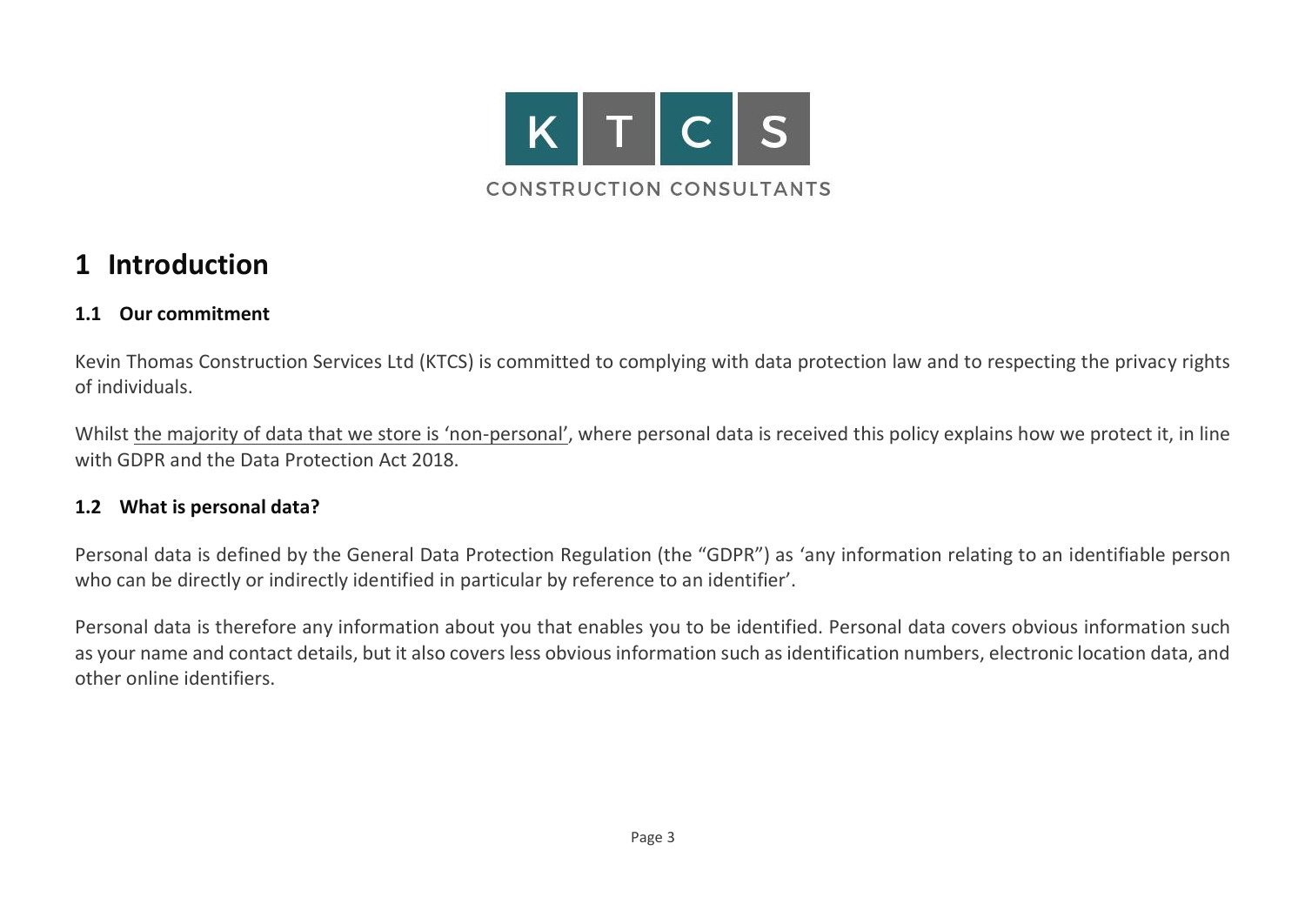# 1 Introduction

## 1.1 Our commitment

Kevin Thomas Construction Services Ltd (KTCS) is committed to complying with data protection law and to respecting the privacy rights of individuals.

Whilst <u>the majority of data that we store is 'non-personal'</u>, where personal data is received this policy explains how we protect it, in line with GDPR and the Data Protection Act 2018.

## 1.2 What is personal data?

Personal data is defined by the General Data Protection Regulation (the "GDPR") as 'any information relating to an identifiable person who can be directly or indirectly identified in particular by reference to an identifier'.

Personal data is therefore any information about you that enables you to be identified. Personal data covers obvious information such as your name and contact details, but it also covers less obvious information such as identification numbers, electronic location data, and other online identifiers.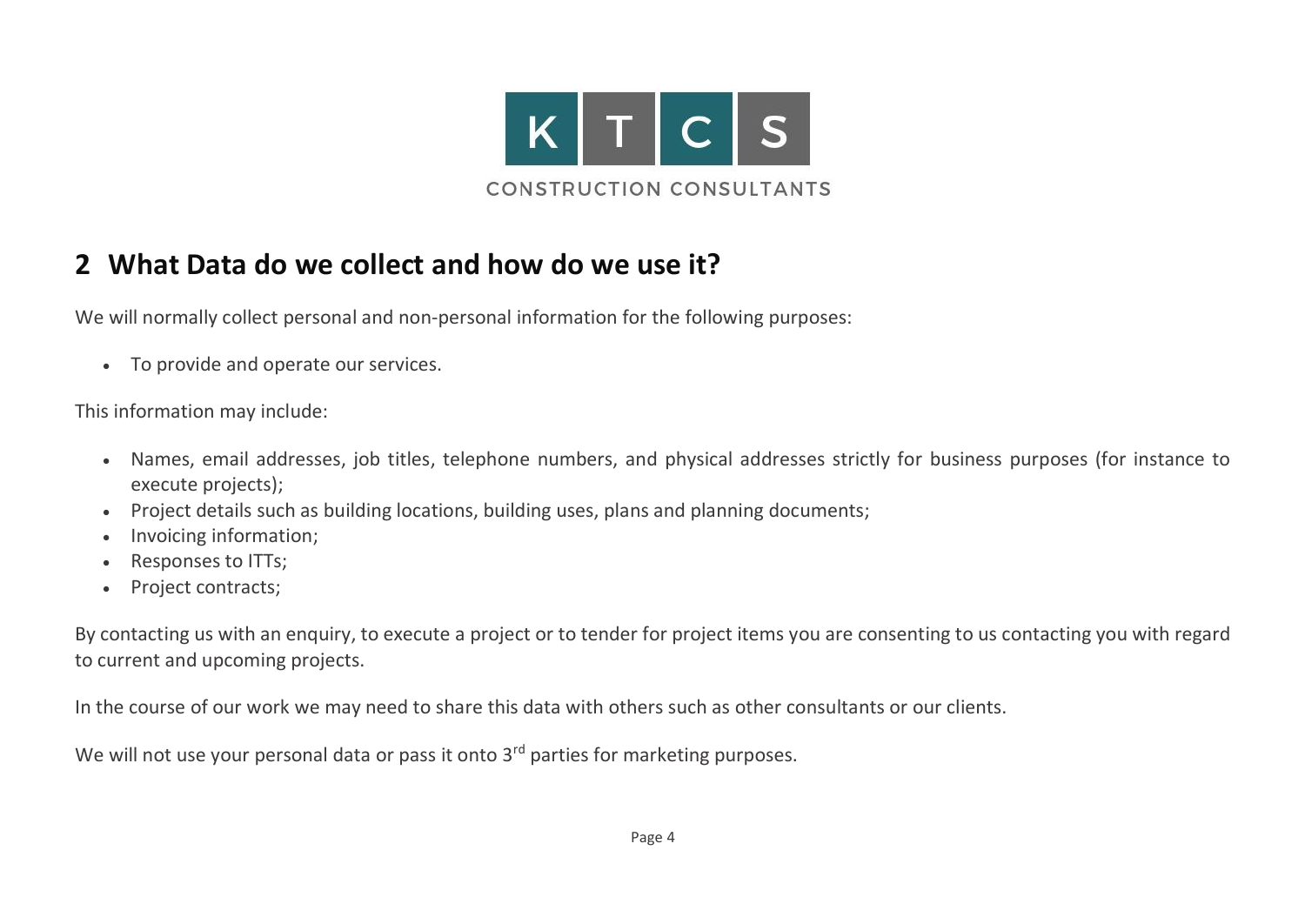## 2 What Data do we collect and how do we use it?

We will normally collect personal and non-personal information for the following purposes:

- To provide and operate our services.

This information may include:

- Names, email addresses, job titles, telephone numbers, and physical addresses strictly for business purposes (for instance to execute projects);
- Project details such as building locations, building uses, plans and planning documents;
- Invoicing information;
- Responses to ITTs;
- Project contracts;

By contacting us with an enquiry, to execute a project or to tender for project items you are consenting to us contacting you with regard to current and upcoming projects.

In the course of our work we may need to share this data with others such as other consultants or our clients.

We will not use your personal data or pass it onto 3rd parties for marketing purposes.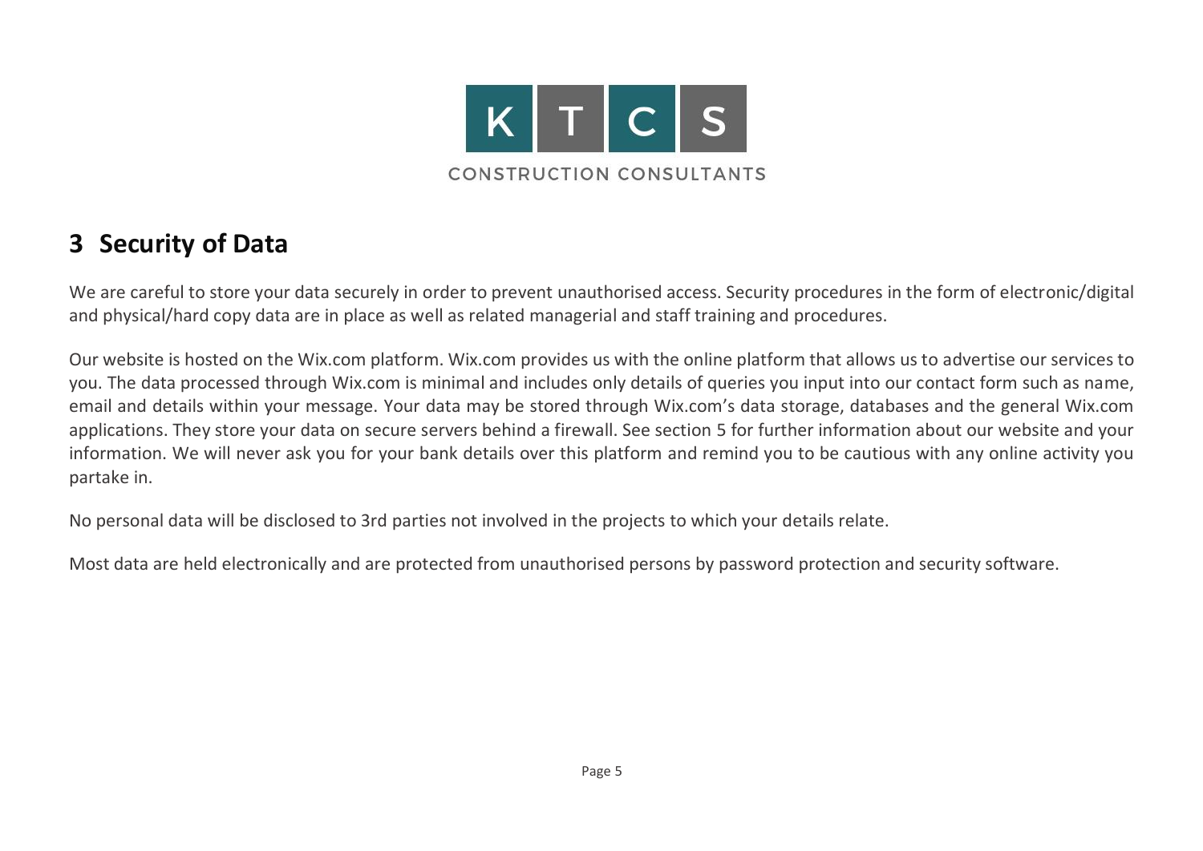## 3 Security of Data

We are careful to store your data securely in order to prevent unauthorised access. Security procedures in the form of electronic/digital and physical/hard copy data are in place as well as related managerial and staff training and procedures.

Our website is hosted on the Wix.com platform. Wix.com provides us with the online platform that allows us to advertise our services to you. The data processed through Wix.com is minimal and includes only details of queries you input into our contact form such as name, email and details within your message. Your data may be stored through Wix.com's data storage, databases and the general Wix.com applications. They store your data on secure servers behind a firewall. See section 5 for further information about our website and your information. We will never ask you for your bank details over this platform and remind you to be cautious with any online activity you partake in.

No personal data will be disclosed to 3rd parties not involved in the projects to which your details relate.

Most data are held electronically and are protected from unauthorised persons by password protection and security software.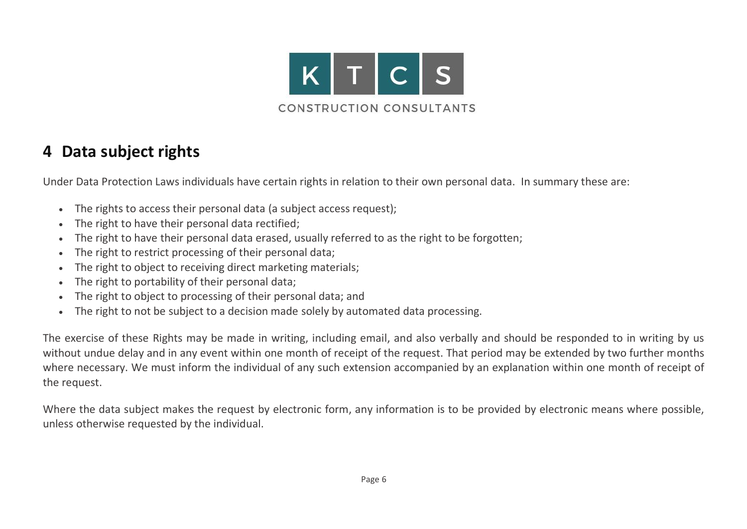## 4 Data subject rights

Under Data Protection Laws individuals have certain rights in relation to their own personal data. In summary these are:

- The rights to access their personal data (a subject access request);
- The right to have their personal data rectified;
- The right to have their personal data erased, usually referred to as the right to be forgotten;
- The right to restrict processing of their personal data;
- The right to object to receiving direct marketing materials;
- The right to portability of their personal data;
- The right to object to processing of their personal data; and
- The right to not be subject to a decision made solely by automated data processing.

The exercise of these Rights may be made in writing, including email, and also verbally and should be responded to in writing by us without undue delay and in any event within one month of receipt of the request. That period may be extended by two further months where necessary. We must inform the individual of any such extension accompanied by an explanation within one month of receipt of the request.

Where the data subject makes the request by electronic form, any information is to be provided by electronic means where possible, unless otherwise requested by the individual.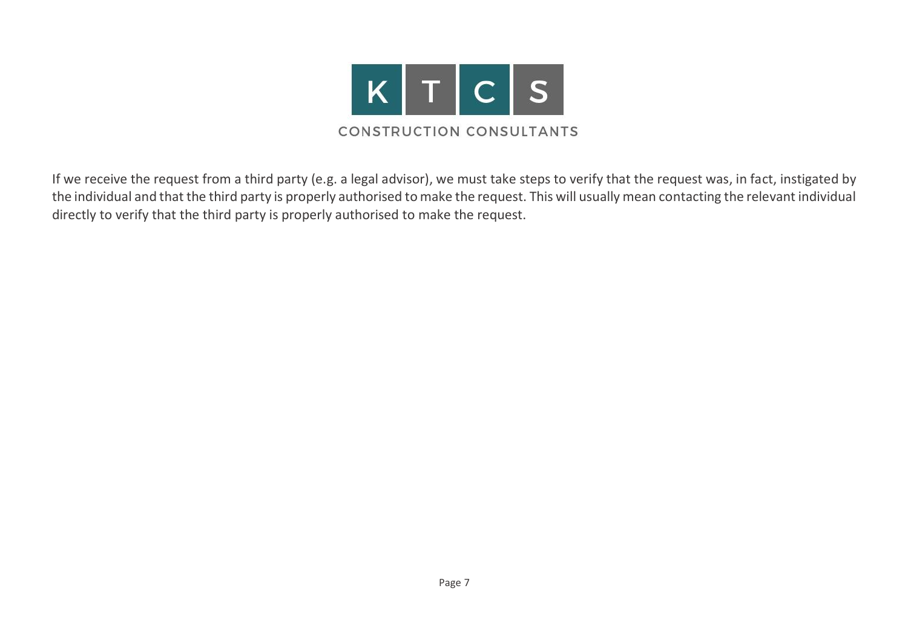If we receive the request from a third party (e.g. a legal advisor), we must take steps to verify that the request was, in fact, instigated by the individual and that the third party is properly authorised to make the request. This will usually mean contacting the relevant individual directly to verify that the third party is properly authorised to make the request.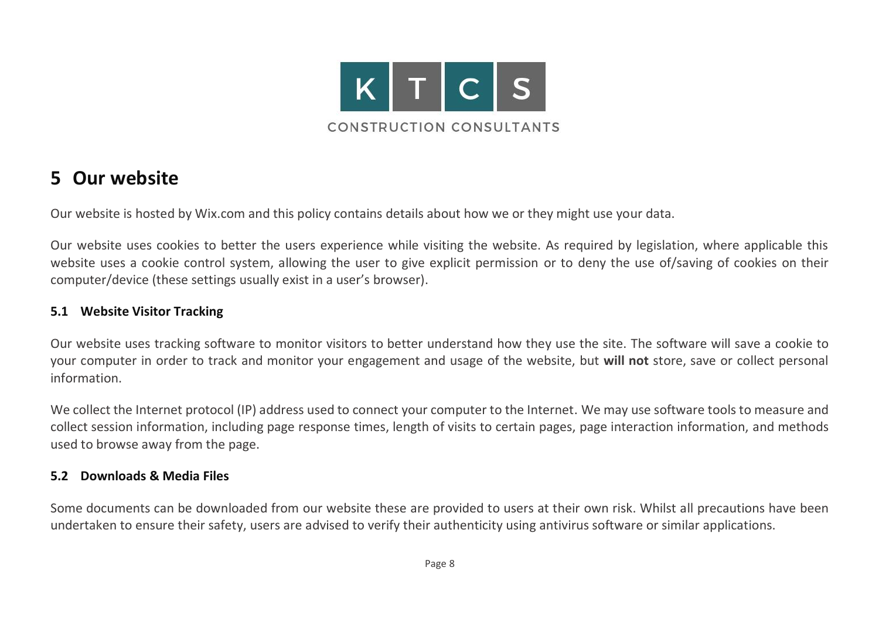# 5 Our website

Our website is hosted by Wix.com and this policy contains details about how we or they might use your data.

Our website uses cookies to better the users experience while visiting the website. As required by legislation, where applicable this website uses a cookie control system, allowing the user to give explicit permission or to deny the use of/saving of cookies on their computer/device (these settings usually exist in a user's browser).

### 5.1 Website Visitor Tracking

Our website uses tracking software to monitor visitors to better understand how they use the site. The software will save a cookie to your computer in order to track and monitor your engagement and usage of the website, but **will not** store, save or collect personal information.

We collect the Internet protocol (IP) address used to connect your computer to the Internet. We may use software tools to measure and collect session information, including page response times, length of visits to certain pages, page interaction information, and methods used to browse away from the page.

### 5.2 Downloads & Media Files

Some documents can be downloaded from our website these are provided to users at their own risk. Whilst all precautions have been undertaken to ensure their safety, users are advised to verify their authenticity using antivirus software or similar applications.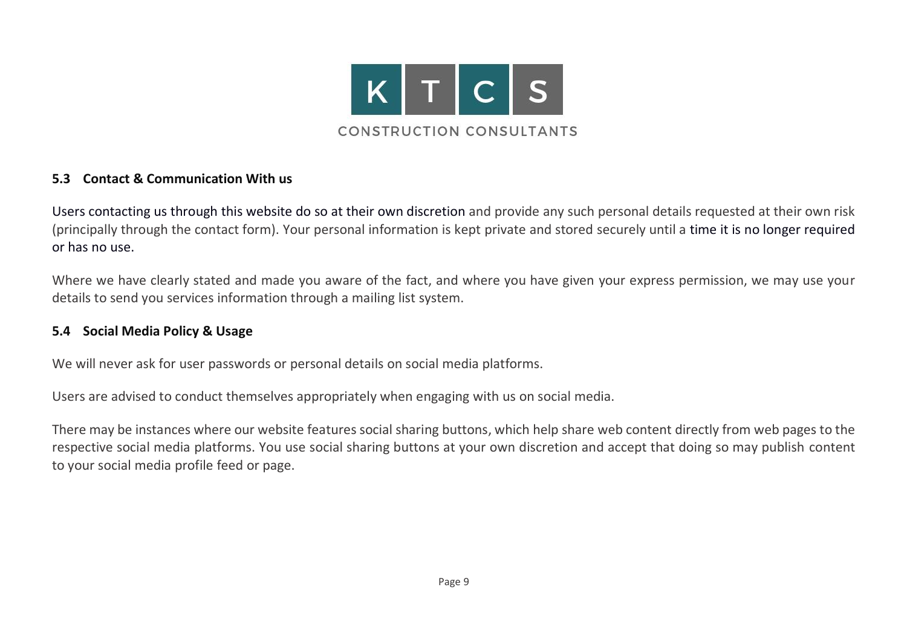### 5.3 Contact & Communication With us

Users contacting us through this website do so at their own discretion and provide any such personal details requested at their own risk (principally through the contact form). Your personal information is kept private and stored securely until a time it is no longer required or has no use.

Where we have clearly stated and made you aware of the fact, and where you have given your express permission, we may use your details to send you services information through a mailing list system.

### 5.4 Social Media Policy & Usage

We will never ask for user passwords or personal details on social media platforms.

Users are advised to conduct themselves appropriately when engaging with us on social media.

There may be instances where our website features social sharing buttons, which help share web content directly from web pages to the respective social media platforms. You use social sharing buttons at your own discretion and accept that doing so may publish content to your social media profile feed or page.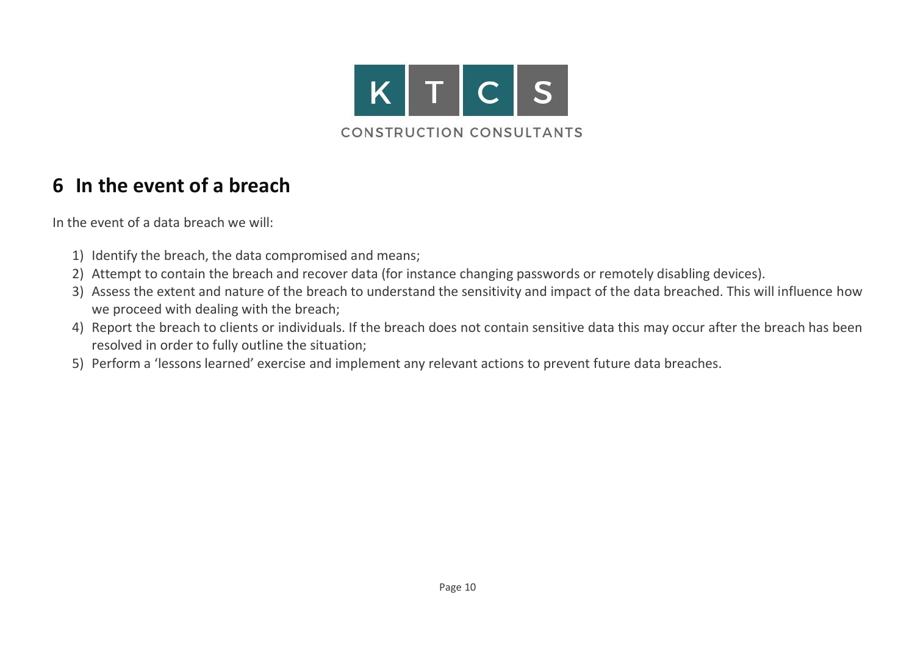## 6 In the event of a breach

In the event of a data breach we will:

1) Identify the breach, the data compromised and means;
2) Attempt to contain the breach and recover data (for instance changing passwords or remotely disabling devices).
3) Assess the extent and nature of the breach to understand the sensitivity and impact of the data breached. This will influence how we proceed with dealing with the breach;
4) Report the breach to clients or individuals. If the breach does not contain sensitive data this may occur after the breach has been resolved in order to fully outline the situation;
5) Perform a 'lessons learned' exercise and implement any relevant actions to prevent future data breaches.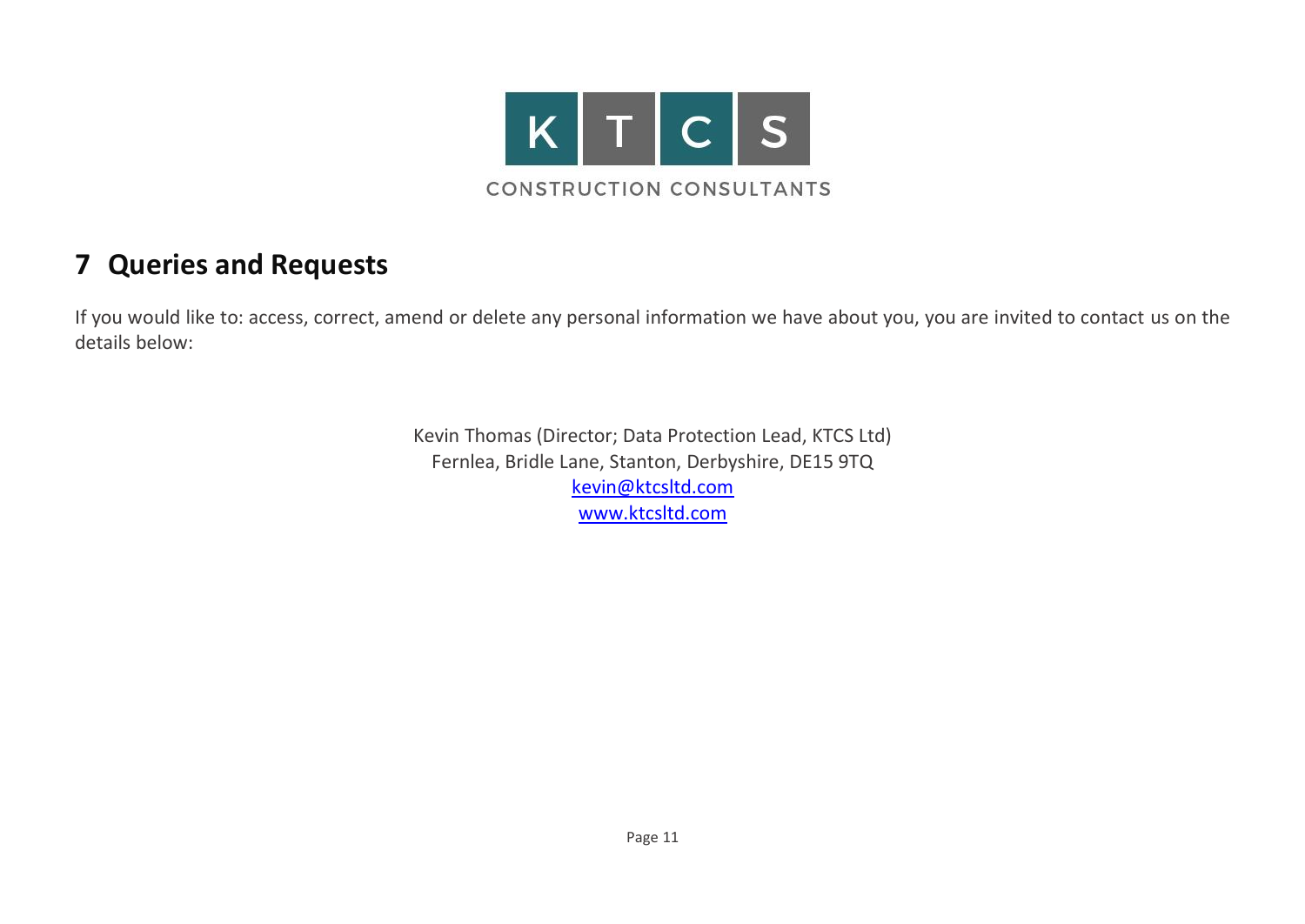KTCS

CONSTRUCTION CONSULTANTS

# 7 Queries and Requests

If you would like to: access, correct, amend or delete any personal information we have about you, you are invited to contact us on the details below:

Kevin Thomas (Director; Data Protection Lead, KTCS Ltd)
Fernlea, Bridle Lane, Stanton, Derbyshire, DE15 9TQ
kevin@ktcsltd.com
www.ktcsltd.com